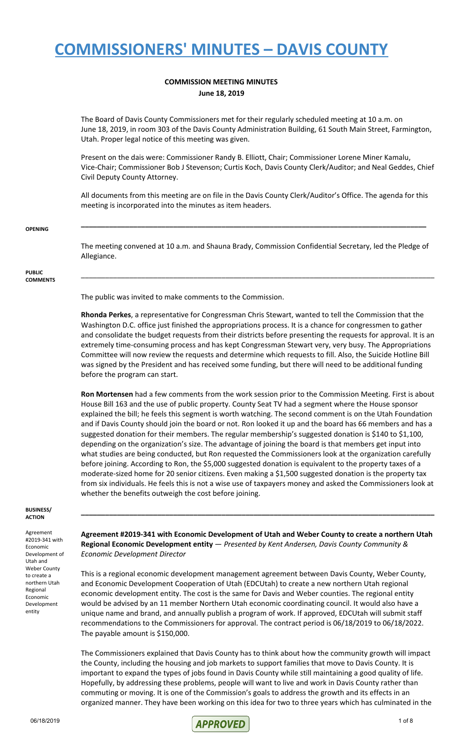# COMMISSIONERS' MINUTES – DAVIS COUNTY

**COMMISSION MEETING MINUTES**
**June 18, 2019**

The Board of Davis County Commissioners met for their regularly scheduled meeting at 10 a.m. on June 18, 2019, in room 303 of the Davis County Administration Building, 61 South Main Street, Farmington, Utah. Proper legal notice of this meeting was given.

Present on the dais were: Commissioner Randy B. Elliott, Chair; Commissioner Lorene Miner Kamalu, Vice-Chair; Commissioner Bob J Stevenson; Curtis Koch, Davis County Clerk/Auditor; and Neal Geddes, Chief Civil Deputy County Attorney.

All documents from this meeting are on file in the Davis County Clerk/Auditor's Office. The agenda for this meeting is incorporated into the minutes as item headers.

---

**OPENING**

The meeting convened at 10 a.m. and Shauna Brady, Commission Confidential Secretary, led the Pledge of Allegiance.

---

**PUBLIC COMMENTS**

The public was invited to make comments to the Commission.

**Rhonda Perkes**, a representative for Congressman Chris Stewart, wanted to tell the Commission that the Washington D.C. office just finished the appropriations process. It is a chance for congressmen to gather and consolidate the budget requests from their districts before presenting the requests for approval. It is an extremely time-consuming process and has kept Congressman Stewart very, very busy. The Appropriations Committee will now review the requests and determine which requests to fill. Also, the Suicide Hotline Bill was signed by the President and has received some funding, but there will need to be additional funding before the program can start.

**Ron Mortensen** had a few comments from the work session prior to the Commission Meeting. First is about House Bill 163 and the use of public property. County Seat TV had a segment where the House sponsor explained the bill; he feels this segment is worth watching. The second comment is on the Utah Foundation and if Davis County should join the board or not. Ron looked it up and the board has 66 members and has a suggested donation for their members. The regular membership's suggested donation is $140 to $1,100, depending on the organization's size. The advantage of joining the board is that members get input into what studies are being conducted, but Ron requested the Commissioners look at the organization carefully before joining. According to Ron, the $5,000 suggested donation is equivalent to the property taxes of a moderate-sized home for 20 senior citizens. Even making a $1,500 suggested donation is the property tax from six individuals. He feels this is not a wise use of taxpayers money and asked the Commissioners look at whether the benefits outweigh the cost before joining.

---

**BUSINESS/ ACTION**

Agreement #2019-341 with Economic Development of Utah and Weber County to create a northern Utah Regional Economic Development entity

**Agreement #2019-341 with Economic Development of Utah and Weber County to create a northern Utah Regional Economic Development entity** — *Presented by Kent Andersen, Davis County Community & Economic Development Director*

This is a regional economic development management agreement between Davis County, Weber County, and Economic Development Cooperation of Utah (EDCUtah) to create a new northern Utah regional economic development entity. The cost is the same for Davis and Weber counties. The regional entity would be advised by an 11 member Northern Utah economic coordinating council. It would also have a unique name and brand, and annually publish a program of work. If approved, EDCUtah will submit staff recommendations to the Commissioners for approval. The contract period is 06/18/2019 to 06/18/2022. The payable amount is $150,000.

The Commissioners explained that Davis County has to think about how the community growth will impact the County, including the housing and job markets to support families that move to Davis County. It is important to expand the types of jobs found in Davis County while still maintaining a good quality of life. Hopefully, by addressing these problems, people will want to live and work in Davis County rather than commuting or moving. It is one of the Commission's goals to address the growth and its effects in an organized manner. They have been working on this idea for two to three years which has culminated in the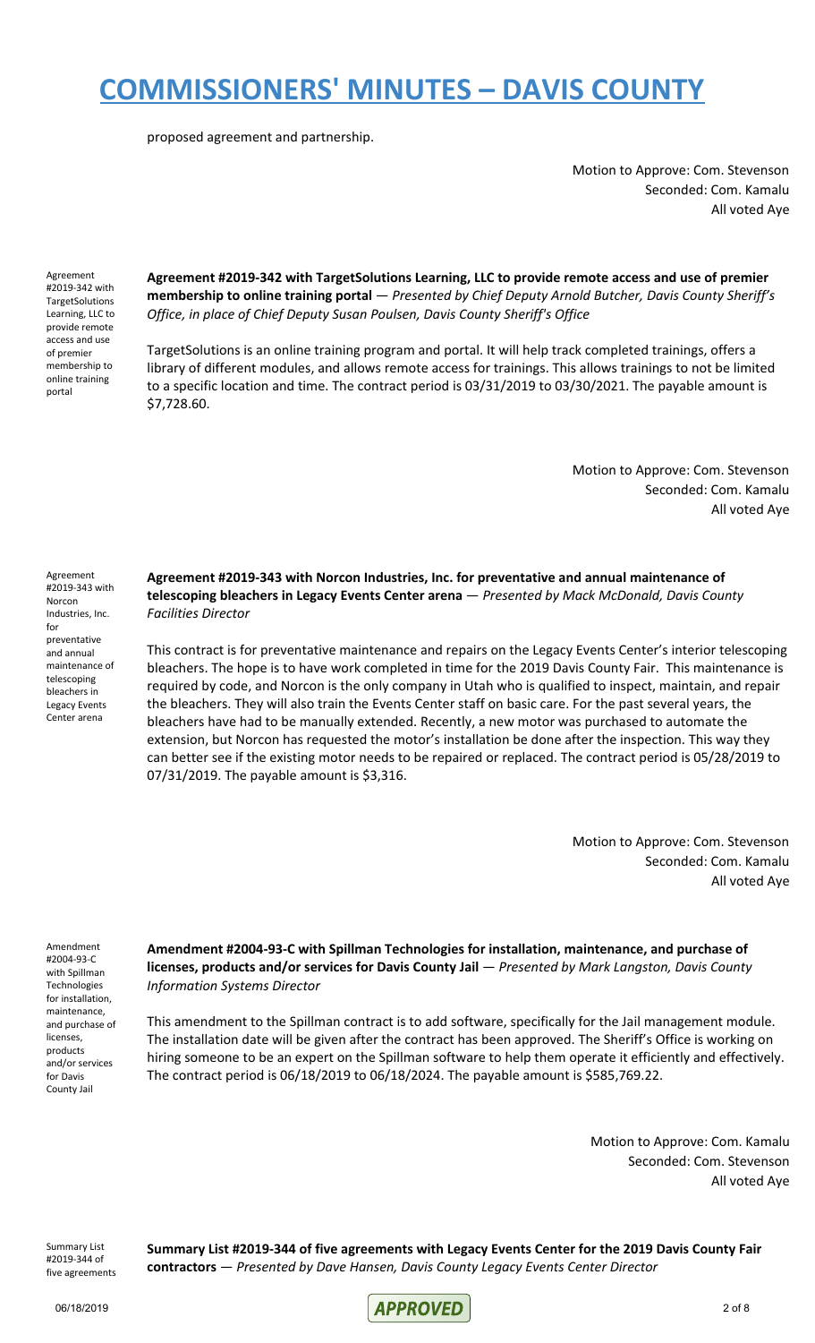proposed agreement and partnership.

Motion to Approve: Com. Stevenson
Seconded: Com. Kamalu
All voted Aye

Agreement #2019-342 with TargetSolutions Learning, LLC to provide remote access and use of premier membership to online training portal

**Agreement #2019-342 with TargetSolutions Learning, LLC to provide remote access and use of premier membership to online training portal** — *Presented by Chief Deputy Arnold Butcher, Davis County Sheriff's Office, in place of Chief Deputy Susan Poulsen, Davis County Sheriff's Office*

TargetSolutions is an online training program and portal. It will help track completed trainings, offers a library of different modules, and allows remote access for trainings. This allows trainings to not be limited to a specific location and time. The contract period is 03/31/2019 to 03/30/2021. The payable amount is $7,728.60.

Motion to Approve: Com. Stevenson
Seconded: Com. Kamalu
All voted Aye

Agreement #2019-343 with Norcon Industries, Inc. for preventative and annual maintenance of telescoping bleachers in Legacy Events Center arena

**Agreement #2019-343 with Norcon Industries, Inc. for preventative and annual maintenance of telescoping bleachers in Legacy Events Center arena** — *Presented by Mack McDonald, Davis County Facilities Director*

This contract is for preventative maintenance and repairs on the Legacy Events Center's interior telescoping bleachers. The hope is to have work completed in time for the 2019 Davis County Fair. This maintenance is required by code, and Norcon is the only company in Utah who is qualified to inspect, maintain, and repair the bleachers. They will also train the Events Center staff on basic care. For the past several years, the bleachers have had to be manually extended. Recently, a new motor was purchased to automate the extension, but Norcon has requested the motor's installation be done after the inspection. This way they can better see if the existing motor needs to be repaired or replaced. The contract period is 05/28/2019 to 07/31/2019. The payable amount is $3,316.

Motion to Approve: Com. Stevenson
Seconded: Com. Kamalu
All voted Aye

Amendment #2004-93-C with Spillman Technologies for installation, maintenance, and purchase of licenses, products and/or services for Davis County Jail

**Amendment #2004-93-C with Spillman Technologies for installation, maintenance, and purchase of licenses, products and/or services for Davis County Jail** — *Presented by Mark Langston, Davis County Information Systems Director*

This amendment to the Spillman contract is to add software, specifically for the Jail management module. The installation date will be given after the contract has been approved. The Sheriff's Office is working on hiring someone to be an expert on the Spillman software to help them operate it efficiently and effectively. The contract period is 06/18/2019 to 06/18/2024. The payable amount is $585,769.22.

Motion to Approve: Com. Kamalu
Seconded: Com. Stevenson
All voted Aye

Summary List #2019-344 of five agreements

**Summary List #2019-344 of five agreements with Legacy Events Center for the 2019 Davis County Fair contractors** — *Presented by Dave Hansen, Davis County Legacy Events Center Director*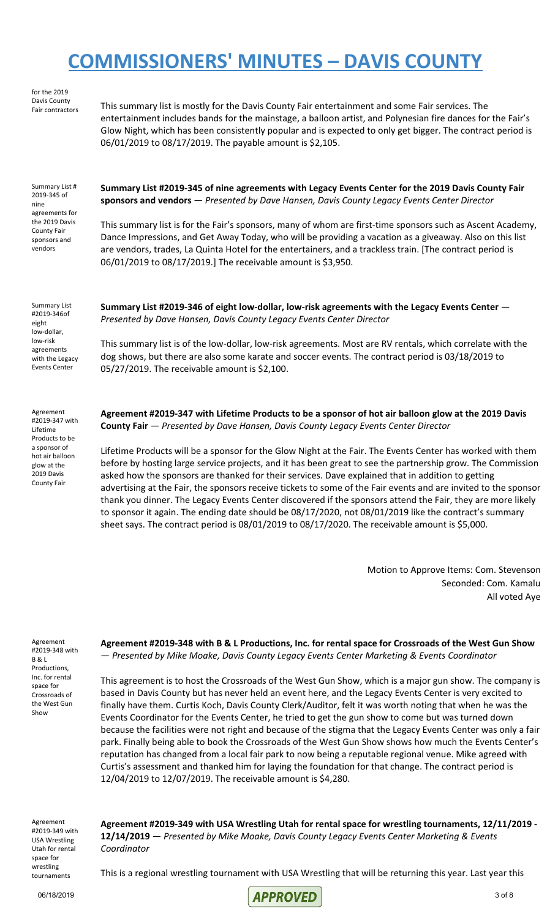# COMMISSIONERS' MINUTES – DAVIS COUNTY

for the 2019 Davis County Fair contractors

This summary list is mostly for the Davis County Fair entertainment and some Fair services. The entertainment includes bands for the mainstage, a balloon artist, and Polynesian fire dances for the Fair's Glow Night, which has been consistently popular and is expected to only get bigger. The contract period is 06/01/2019 to 08/17/2019. The payable amount is $2,105.

Summary List # 2019-345 of nine agreements for the 2019 Davis County Fair sponsors and vendors

**Summary List #2019-345 of nine agreements with Legacy Events Center for the 2019 Davis County Fair sponsors and vendors** — *Presented by Dave Hansen, Davis County Legacy Events Center Director*

This summary list is for the Fair's sponsors, many of whom are first-time sponsors such as Ascent Academy, Dance Impressions, and Get Away Today, who will be providing a vacation as a giveaway. Also on this list are vendors, trades, La Quinta Hotel for the entertainers, and a trackless train. [The contract period is 06/01/2019 to 08/17/2019.] The receivable amount is $3,950.

Summary List #2019-346of eight low-dollar, low-risk agreements with the Legacy Events Center

**Summary List #2019-346 of eight low-dollar, low-risk agreements with the Legacy Events Center** — *Presented by Dave Hansen, Davis County Legacy Events Center Director*

This summary list is of the low-dollar, low-risk agreements. Most are RV rentals, which correlate with the dog shows, but there are also some karate and soccer events. The contract period is 03/18/2019 to 05/27/2019. The receivable amount is $2,100.

Agreement #2019-347 with Lifetime Products to be a sponsor of hot air balloon glow at the 2019 Davis County Fair

**Agreement #2019-347 with Lifetime Products to be a sponsor of hot air balloon glow at the 2019 Davis County Fair** — *Presented by Dave Hansen, Davis County Legacy Events Center Director*

Lifetime Products will be a sponsor for the Glow Night at the Fair. The Events Center has worked with them before by hosting large service projects, and it has been great to see the partnership grow. The Commission asked how the sponsors are thanked for their services. Dave explained that in addition to getting advertising at the Fair, the sponsors receive tickets to some of the Fair events and are invited to the sponsor thank you dinner. The Legacy Events Center discovered if the sponsors attend the Fair, they are more likely to sponsor it again. The ending date should be 08/17/2020, not 08/01/2019 like the contract's summary sheet says. The contract period is 08/01/2019 to 08/17/2020. The receivable amount is $5,000.

Motion to Approve Items: Com. Stevenson
Seconded: Com. Kamalu
All voted Aye

Agreement #2019-348 with B & L Productions, Inc. for rental space for Crossroads of the West Gun Show

**Agreement #2019-348 with B & L Productions, Inc. for rental space for Crossroads of the West Gun Show** — *Presented by Mike Moake, Davis County Legacy Events Center Marketing & Events Coordinator*

This agreement is to host the Crossroads of the West Gun Show, which is a major gun show. The company is based in Davis County but has never held an event here, and the Legacy Events Center is very excited to finally have them. Curtis Koch, Davis County Clerk/Auditor, felt it was worth noting that when he was the Events Coordinator for the Events Center, he tried to get the gun show to come but was turned down because the facilities were not right and because of the stigma that the Legacy Events Center was only a fair park. Finally being able to book the Crossroads of the West Gun Show shows how much the Events Center's reputation has changed from a local fair park to now being a reputable regional venue. Mike agreed with Curtis's assessment and thanked him for laying the foundation for that change. The contract period is 12/04/2019 to 12/07/2019. The receivable amount is $4,280.

Agreement #2019-349 with USA Wrestling Utah for rental space for wrestling tournaments

**Agreement #2019-349 with USA Wrestling Utah for rental space for wrestling tournaments, 12/11/2019 - 12/14/2019** — *Presented by Mike Moake, Davis County Legacy Events Center Marketing & Events Coordinator*

This is a regional wrestling tournament with USA Wrestling that will be returning this year. Last year this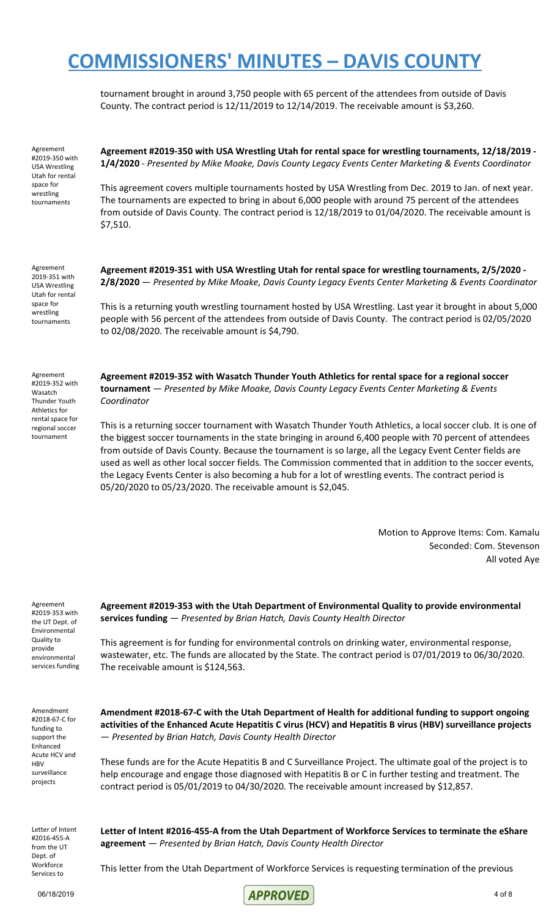tournament brought in around 3,750 people with 65 percent of the attendees from outside of Davis County. The contract period is 12/11/2019 to 12/14/2019. The receivable amount is $3,260.

Agreement #2019-350 with USA Wrestling Utah for rental space for wrestling tournaments

**Agreement #2019-350 with USA Wrestling Utah for rental space for wrestling tournaments, 12/18/2019 - 1/4/2020** - *Presented by Mike Moake, Davis County Legacy Events Center Marketing & Events Coordinator*

This agreement covers multiple tournaments hosted by USA Wrestling from Dec. 2019 to Jan. of next year. The tournaments are expected to bring in about 6,000 people with around 75 percent of the attendees from outside of Davis County. The contract period is 12/18/2019 to 01/04/2020. The receivable amount is $7,510.

Agreement 2019-351 with USA Wrestling Utah for rental space for wrestling tournaments

**Agreement #2019-351 with USA Wrestling Utah for rental space for wrestling tournaments, 2/5/2020 - 2/8/2020** — *Presented by Mike Moake, Davis County Legacy Events Center Marketing & Events Coordinator*

This is a returning youth wrestling tournament hosted by USA Wrestling. Last year it brought in about 5,000 people with 56 percent of the attendees from outside of Davis County. The contract period is 02/05/2020 to 02/08/2020. The receivable amount is $4,790.

Agreement #2019-352 with Wasatch Thunder Youth Athletics for rental space for regional soccer tournament

**Agreement #2019-352 with Wasatch Thunder Youth Athletics for rental space for a regional soccer tournament** — *Presented by Mike Moake, Davis County Legacy Events Center Marketing & Events Coordinator*

This is a returning soccer tournament with Wasatch Thunder Youth Athletics, a local soccer club. It is one of the biggest soccer tournaments in the state bringing in around 6,400 people with 70 percent of attendees from outside of Davis County. Because the tournament is so large, all the Legacy Event Center fields are used as well as other local soccer fields. The Commission commented that in addition to the soccer events, the Legacy Events Center is also becoming a hub for a lot of wrestling events. The contract period is 05/20/2020 to 05/23/2020. The receivable amount is $2,045.

Motion to Approve Items: Com. Kamalu
Seconded: Com. Stevenson
All voted Aye

Agreement #2019-353 with the UT Dept. of Environmental Quality to provide environmental services funding

**Agreement #2019-353 with the Utah Department of Environmental Quality to provide environmental services funding** — *Presented by Brian Hatch, Davis County Health Director*

This agreement is for funding for environmental controls on drinking water, environmental response, wastewater, etc. The funds are allocated by the State. The contract period is 07/01/2019 to 06/30/2020. The receivable amount is $124,563.

Amendment #2018-67-C for funding to support the Enhanced Acute HCV and HBV surveillance projects

**Amendment #2018-67-C with the Utah Department of Health for additional funding to support ongoing activities of the Enhanced Acute Hepatitis C virus (HCV) and Hepatitis B virus (HBV) surveillance projects** — *Presented by Brian Hatch, Davis County Health Director*

These funds are for the Acute Hepatitis B and C Surveillance Project. The ultimate goal of the project is to help encourage and engage those diagnosed with Hepatitis B or C in further testing and treatment. The contract period is 05/01/2019 to 04/30/2020. The receivable amount increased by $12,857.

Letter of Intent #2016-455-A from the UT Dept. of Workforce Services to

**Letter of Intent #2016-455-A from the Utah Department of Workforce Services to terminate the eShare agreement** — *Presented by Brian Hatch, Davis County Health Director*

This letter from the Utah Department of Workforce Services is requesting termination of the previous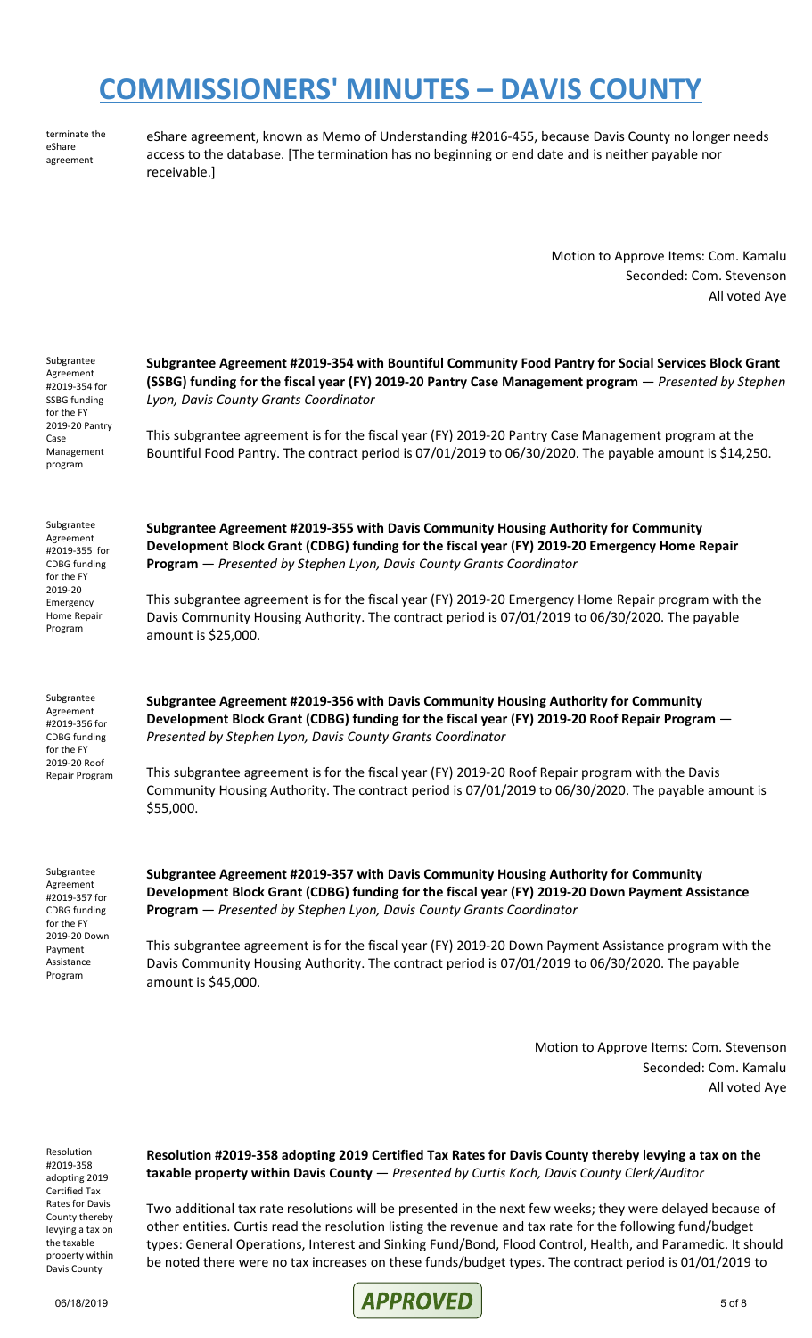# COMMISSIONERS' MINUTES – DAVIS COUNTY

terminate the eShare agreement

eShare agreement, known as Memo of Understanding #2016-455, because Davis County no longer needs access to the database. [The termination has no beginning or end date and is neither payable nor receivable.]

Motion to Approve Items: Com. Kamalu
Seconded: Com. Stevenson
All voted Aye

Subgrantee Agreement #2019-354 for SSBG funding for the FY 2019-20 Pantry Case Management program

**Subgrantee Agreement #2019-354 with Bountiful Community Food Pantry for Social Services Block Grant (SSBG) funding for the fiscal year (FY) 2019-20 Pantry Case Management program** — *Presented by Stephen Lyon, Davis County Grants Coordinator*

This subgrantee agreement is for the fiscal year (FY) 2019-20 Pantry Case Management program at the Bountiful Food Pantry. The contract period is 07/01/2019 to 06/30/2020. The payable amount is $14,250.

Subgrantee Agreement #2019-355 for CDBG funding for the FY 2019-20 Emergency Home Repair Program

**Subgrantee Agreement #2019-355 with Davis Community Housing Authority for Community Development Block Grant (CDBG) funding for the fiscal year (FY) 2019-20 Emergency Home Repair Program** — *Presented by Stephen Lyon, Davis County Grants Coordinator*

This subgrantee agreement is for the fiscal year (FY) 2019-20 Emergency Home Repair program with the Davis Community Housing Authority. The contract period is 07/01/2019 to 06/30/2020. The payable amount is $25,000.

Subgrantee Agreement #2019-356 for CDBG funding for the FY 2019-20 Roof Repair Program

**Subgrantee Agreement #2019-356 with Davis Community Housing Authority for Community Development Block Grant (CDBG) funding for the fiscal year (FY) 2019-20 Roof Repair Program** — *Presented by Stephen Lyon, Davis County Grants Coordinator*

This subgrantee agreement is for the fiscal year (FY) 2019-20 Roof Repair program with the Davis Community Housing Authority. The contract period is 07/01/2019 to 06/30/2020. The payable amount is $55,000.

Subgrantee Agreement #2019-357 for CDBG funding for the FY 2019-20 Down Payment Assistance Program

**Subgrantee Agreement #2019-357 with Davis Community Housing Authority for Community Development Block Grant (CDBG) funding for the fiscal year (FY) 2019-20 Down Payment Assistance Program** — *Presented by Stephen Lyon, Davis County Grants Coordinator*

This subgrantee agreement is for the fiscal year (FY) 2019-20 Down Payment Assistance program with the Davis Community Housing Authority. The contract period is 07/01/2019 to 06/30/2020. The payable amount is $45,000.

Motion to Approve Items: Com. Stevenson
Seconded: Com. Kamalu
All voted Aye

Resolution #2019-358 adopting 2019 Certified Tax Rates for Davis County thereby levying a tax on the taxable property within Davis County

**Resolution #2019-358 adopting 2019 Certified Tax Rates for Davis County thereby levying a tax on the taxable property within Davis County** — *Presented by Curtis Koch, Davis County Clerk/Auditor*

Two additional tax rate resolutions will be presented in the next few weeks; they were delayed because of other entities. Curtis read the resolution listing the revenue and tax rate for the following fund/budget types: General Operations, Interest and Sinking Fund/Bond, Flood Control, Health, and Paramedic. It should be noted there were no tax increases on these funds/budget types. The contract period is 01/01/2019 to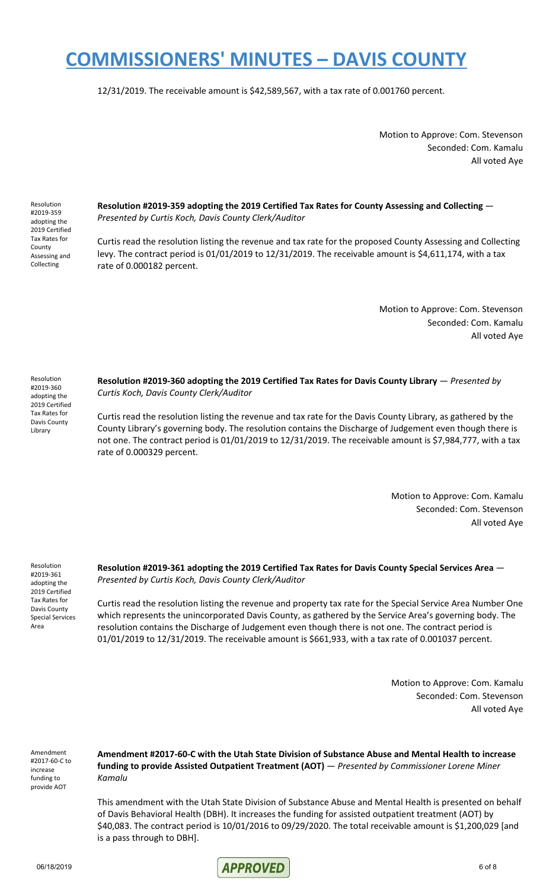12/31/2019. The receivable amount is $42,589,567, with a tax rate of 0.001760 percent.

Motion to Approve: Com. Stevenson
Seconded: Com. Kamalu
All voted Aye

Resolution #2019-359 adopting the 2019 Certified Tax Rates for County Assessing and Collecting

**Resolution #2019-359 adopting the 2019 Certified Tax Rates for County Assessing and Collecting** — *Presented by Curtis Koch, Davis County Clerk/Auditor*

Curtis read the resolution listing the revenue and tax rate for the proposed County Assessing and Collecting levy. The contract period is 01/01/2019 to 12/31/2019. The receivable amount is $4,611,174, with a tax rate of 0.000182 percent.

Motion to Approve: Com. Stevenson
Seconded: Com. Kamalu
All voted Aye

Resolution #2019-360 adopting the 2019 Certified Tax Rates for Davis County Library

**Resolution #2019-360 adopting the 2019 Certified Tax Rates for Davis County Library** — *Presented by Curtis Koch, Davis County Clerk/Auditor*

Curtis read the resolution listing the revenue and tax rate for the Davis County Library, as gathered by the County Library's governing body. The resolution contains the Discharge of Judgement even though there is not one. The contract period is 01/01/2019 to 12/31/2019. The receivable amount is $7,984,777, with a tax rate of 0.000329 percent.

Motion to Approve: Com. Kamalu
Seconded: Com. Stevenson
All voted Aye

Resolution #2019-361 adopting the 2019 Certified Tax Rates for Davis County Special Services Area

**Resolution #2019-361 adopting the 2019 Certified Tax Rates for Davis County Special Services Area** — *Presented by Curtis Koch, Davis County Clerk/Auditor*

Curtis read the resolution listing the revenue and property tax rate for the Special Service Area Number One which represents the unincorporated Davis County, as gathered by the Service Area's governing body. The resolution contains the Discharge of Judgement even though there is not one. The contract period is 01/01/2019 to 12/31/2019. The receivable amount is $661,933, with a tax rate of 0.001037 percent.

Motion to Approve: Com. Kamalu
Seconded: Com. Stevenson
All voted Aye

Amendment #2017-60-C to increase funding to provide AOT

**Amendment #2017-60-C with the Utah State Division of Substance Abuse and Mental Health to increase funding to provide Assisted Outpatient Treatment (AOT)** — *Presented by Commissioner Lorene Miner Kamalu*

This amendment with the Utah State Division of Substance Abuse and Mental Health is presented on behalf of Davis Behavioral Health (DBH). It increases the funding for assisted outpatient treatment (AOT) by $40,083. The contract period is 10/01/2016 to 09/29/2020. The total receivable amount is $1,200,029 [and is a pass through to DBH].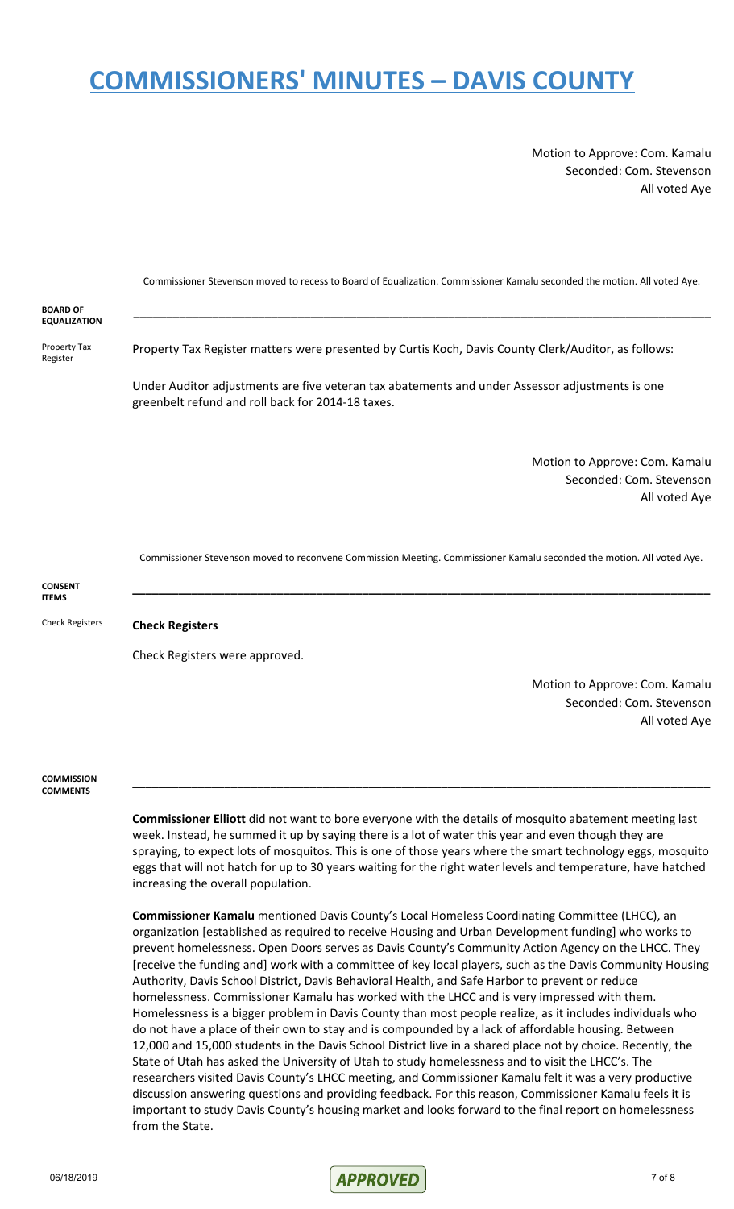Motion to Approve: Com. Kamalu
Seconded: Com. Stevenson
All voted Aye

Commissioner Stevenson moved to recess to Board of Equalization. Commissioner Kamalu seconded the motion. All voted Aye.

## BOARD OF EQUALIZATION

Property Tax Register

Property Tax Register matters were presented by Curtis Koch, Davis County Clerk/Auditor, as follows:

Under Auditor adjustments are five veteran tax abatements and under Assessor adjustments is one greenbelt refund and roll back for 2014-18 taxes.

Motion to Approve: Com. Kamalu
Seconded: Com. Stevenson
All voted Aye

Commissioner Stevenson moved to reconvene Commission Meeting. Commissioner Kamalu seconded the motion. All voted Aye.

## CONSENT ITEMS

Check Registers

**Check Registers**

Check Registers were approved.

Motion to Approve: Com. Kamalu
Seconded: Com. Stevenson
All voted Aye

## COMMISSION COMMENTS

**Commissioner Elliott** did not want to bore everyone with the details of mosquito abatement meeting last week. Instead, he summed it up by saying there is a lot of water this year and even though they are spraying, to expect lots of mosquitos. This is one of those years where the smart technology eggs, mosquito eggs that will not hatch for up to 30 years waiting for the right water levels and temperature, have hatched increasing the overall population.

**Commissioner Kamalu** mentioned Davis County's Local Homeless Coordinating Committee (LHCC), an organization [established as required to receive Housing and Urban Development funding] who works to prevent homelessness. Open Doors serves as Davis County's Community Action Agency on the LHCC. They [receive the funding and] work with a committee of key local players, such as the Davis Community Housing Authority, Davis School District, Davis Behavioral Health, and Safe Harbor to prevent or reduce homelessness. Commissioner Kamalu has worked with the LHCC and is very impressed with them. Homelessness is a bigger problem in Davis County than most people realize, as it includes individuals who do not have a place of their own to stay and is compounded by a lack of affordable housing. Between 12,000 and 15,000 students in the Davis School District live in a shared place not by choice. Recently, the State of Utah has asked the University of Utah to study homelessness and to visit the LHCC's. The researchers visited Davis County's LHCC meeting, and Commissioner Kamalu felt it was a very productive discussion answering questions and providing feedback. For this reason, Commissioner Kamalu feels it is important to study Davis County's housing market and looks forward to the final report on homelessness from the State.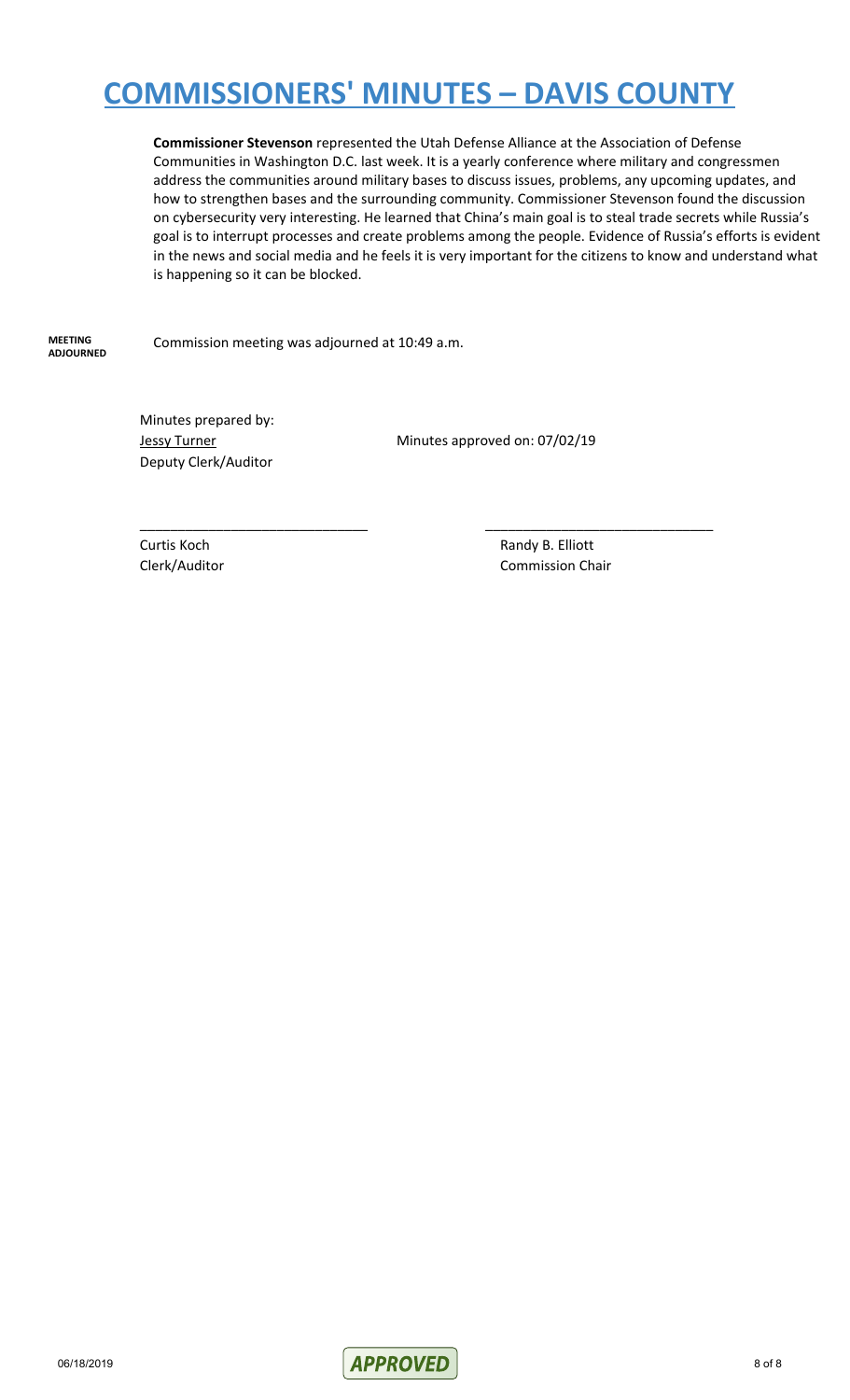**Commissioner Stevenson** represented the Utah Defense Alliance at the Association of Defense Communities in Washington D.C. last week. It is a yearly conference where military and congressmen address the communities around military bases to discuss issues, problems, any upcoming updates, and how to strengthen bases and the surrounding community. Commissioner Stevenson found the discussion on cybersecurity very interesting. He learned that China's main goal is to steal trade secrets while Russia's goal is to interrupt processes and create problems among the people. Evidence of Russia's efforts is evident in the news and social media and he feels it is very important for the citizens to know and understand what is happening so it can be blocked.

**MEETING ADJOURNED**

Commission meeting was adjourned at 10:49 a.m.

Minutes prepared by:
Jessy Turner
Deputy Clerk/Auditor

Minutes approved on: 07/02/19

______________________________ ______________________________

Curtis Koch
Clerk/Auditor

Randy B. Elliott
Commission Chair